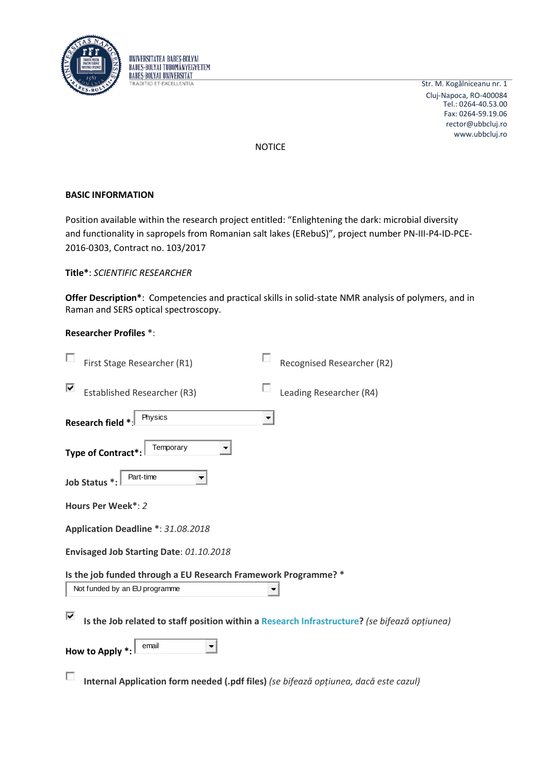UNIVERSITATEA BABEȘ-BOLYAI
BABEȘ-BOLYAI TUDOMÁNYEGYETEM
BABEȘ-BOLYAI UNIVERSITÄT
TRADITIO ET EXCELLENTIA

Str. M. Kogălniceanu nr. 1
Cluj-Napoca, RO-400084
Tel.: 0264-40.53.00
Fax: 0264-59.19.06
rector@ubbcluj.ro
www.ubbcluj.ro

NOTICE

**BASIC INFORMATION**

Position available within the research project entitled: "Enlightening the dark: microbial diversity and functionality in sapropels from Romanian salt lakes (ERebuS)", project number PN-III-P4-ID-PCE-2016-0303, Contract no. 103/2017

**Title***: *SCIENTIFIC RESEARCHER*

**Offer Description***: Competencies and practical skills in solid-state NMR analysis of polymers, and in Raman and SERS optical spectroscopy.

**Researcher Profiles** *:

- [ ] First Stage Researcher (R1)
- [ ] Recognised Researcher (R2)
- [x] Established Researcher (R3)
- [ ] Leading Researcher (R4)

**Research field** *: Physics

**Type of Contract***: Temporary

**Job Status** *: Part-time

**Hours Per Week***: *2*

**Application Deadline** *: *31.08.2018*

**Envisaged Job Starting Date**: *01.10.2018*

**Is the job funded through a EU Research Framework Programme?** *

Not funded by an EU programme

- [x] **Is the Job related to staff position within a Research Infrastructure?** *(se bifează opțiunea)*

**How to Apply** *: email

- [ ] **Internal Application form needed (.pdf files)** *(se bifează opțiunea, dacă este cazul)*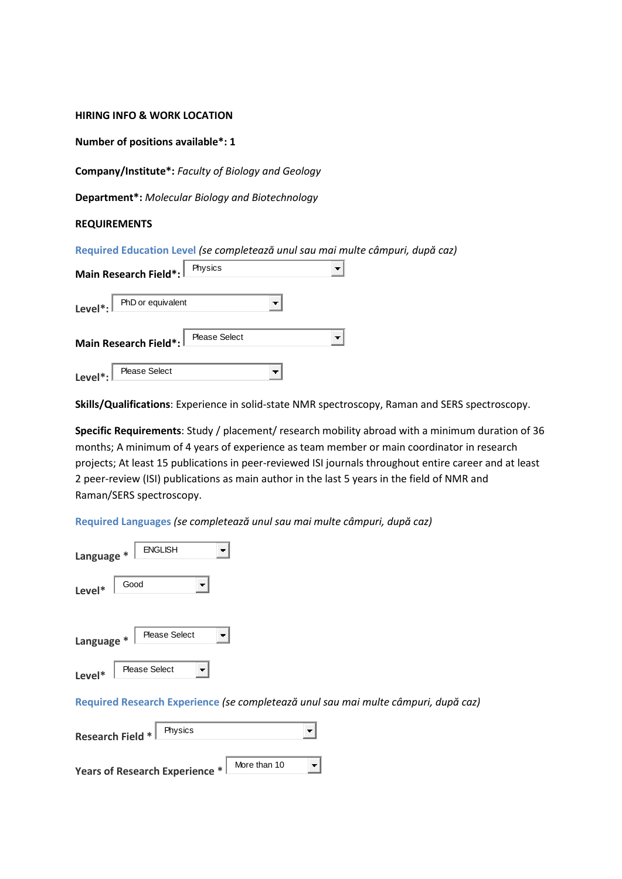**HIRING INFO & WORK LOCATION**

**Number of positions available*: 1**

**Company/Institute*:** *Faculty of Biology and Geology*

**Department*:** *Molecular Biology and Biotechnology*

**REQUIREMENTS**

Required Education Level *(se completează unul sau mai multe câmpuri, după caz)*

**Main Research Field*:** Physics

**Level*:** PhD or equivalent

**Main Research Field*:** Please Select

**Level*:** Please Select

**Skills/Qualifications**: Experience in solid-state NMR spectroscopy, Raman and SERS spectroscopy.

**Specific Requirements**: Study / placement/ research mobility abroad with a minimum duration of 36 months; A minimum of 4 years of experience as team member or main coordinator in research projects; At least 15 publications in peer-reviewed ISI journals throughout entire career and at least 2 peer-review (ISI) publications as main author in the last 5 years in the field of NMR and Raman/SERS spectroscopy.

Required Languages *(se completează unul sau mai multe câmpuri, după caz)*

**Language *** ENGLISH

**Level*** Good

**Language *** Please Select

**Level*** Please Select

Required Research Experience *(se completează unul sau mai multe câmpuri, după caz)*

**Research Field *** Physics

**Years of Research Experience *** More than 10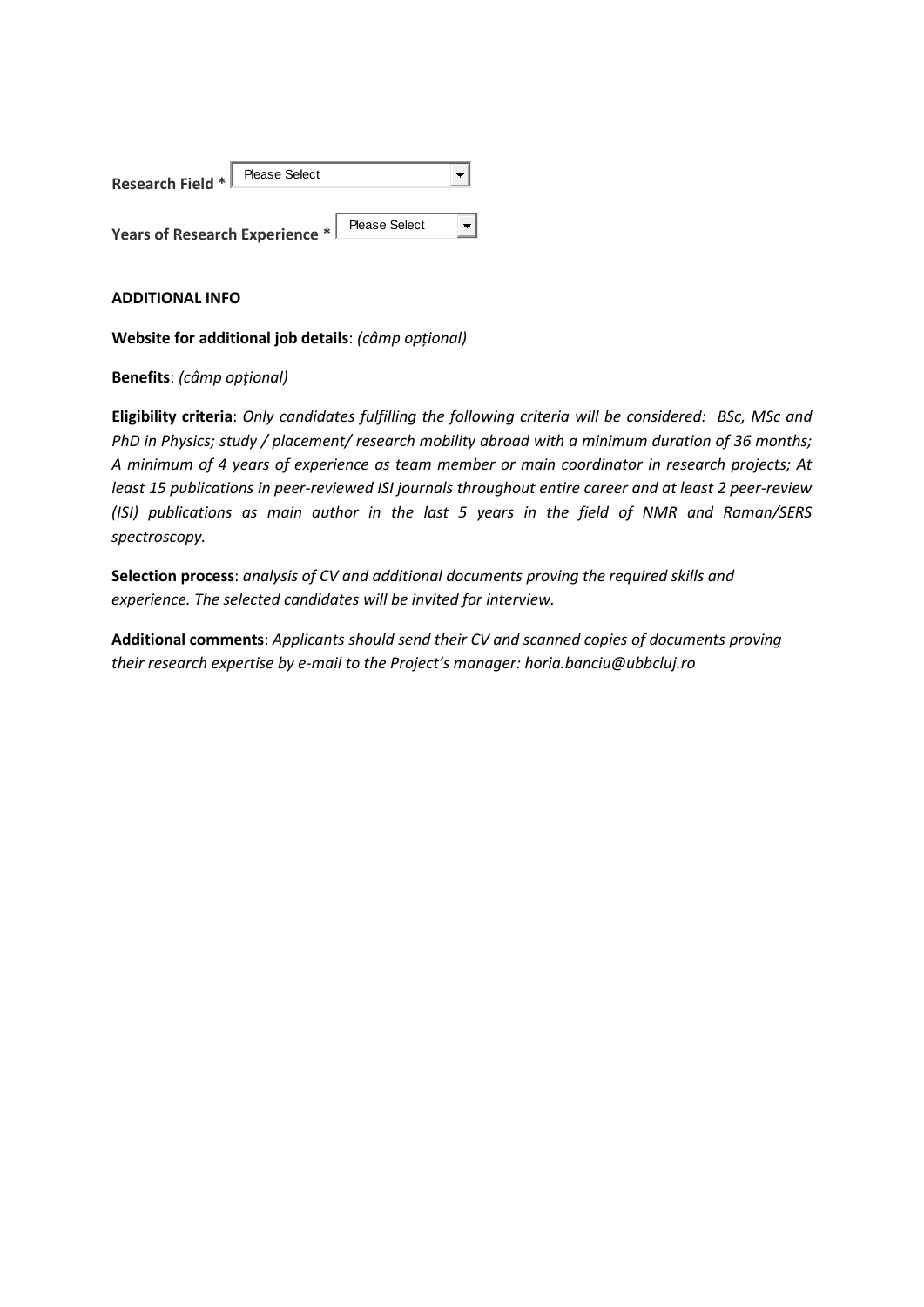**Research Field *** Please Select

**Years of Research Experience *** Please Select

**ADDITIONAL INFO**

**Website for additional job details**: *(câmp opțional)*

**Benefits**: *(câmp opțional)*

**Eligibility criteria**: *Only candidates fulfilling the following criteria will be considered: BSc, MSc and PhD in Physics; study / placement/ research mobility abroad with a minimum duration of 36 months; A minimum of 4 years of experience as team member or main coordinator in research projects; At least 15 publications in peer-reviewed ISI journals throughout entire career and at least 2 peer-review (ISI) publications as main author in the last 5 years in the field of NMR and Raman/SERS spectroscopy.*

**Selection process**: *analysis of CV and additional documents proving the required skills and experience. The selected candidates will be invited for interview.*

**Additional comments**: *Applicants should send their CV and scanned copies of documents proving their research expertise by e-mail to the Project's manager: horia.banciu@ubbcluj.ro*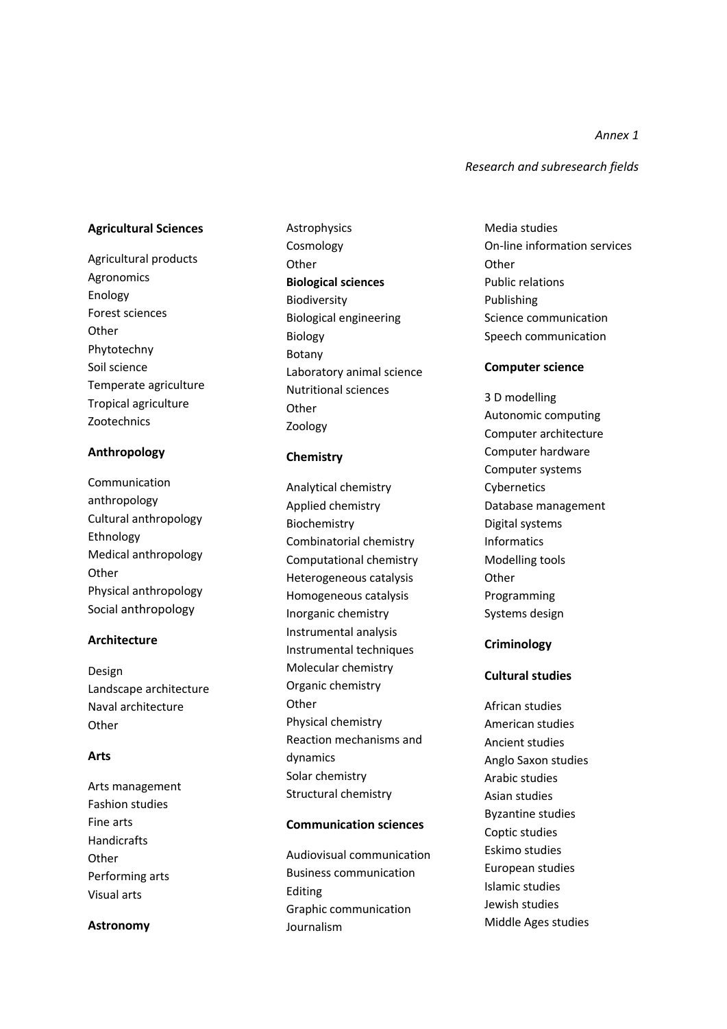*Annex 1*

*Research and subresearch fields*

**Agricultural Sciences**

Agricultural products
Agronomics
Enology
Forest sciences
Other
Phytotechny
Soil science
Temperate agriculture
Tropical agriculture
Zootechnics

**Anthropology**

Communication anthropology
Cultural anthropology
Ethnology
Medical anthropology
Other
Physical anthropology
Social anthropology

**Architecture**

Design
Landscape architecture
Naval architecture
Other

**Arts**

Arts management
Fashion studies
Fine arts
Handicrafts
Other
Performing arts
Visual arts

**Astronomy**

Astrophysics
Cosmology
Other

**Biological sciences**

Biodiversity
Biological engineering
Biology
Botany
Laboratory animal science
Nutritional sciences
Other
Zoology

**Chemistry**

Analytical chemistry
Applied chemistry
Biochemistry
Combinatorial chemistry
Computational chemistry
Heterogeneous catalysis
Homogeneous catalysis
Inorganic chemistry
Instrumental analysis
Instrumental techniques
Molecular chemistry
Organic chemistry
Other
Physical chemistry
Reaction mechanisms and dynamics
Solar chemistry
Structural chemistry

**Communication sciences**

Audiovisual communication
Business communication
Editing
Graphic communication
Journalism
Media studies
On-line information services
Other
Public relations
Publishing
Science communication
Speech communication

**Computer science**

3 D modelling
Autonomic computing
Computer architecture
Computer hardware
Computer systems
Cybernetics
Database management
Digital systems
Informatics
Modelling tools
Other
Programming
Systems design

**Criminology**

**Cultural studies**

African studies
American studies
Ancient studies
Anglo Saxon studies
Arabic studies
Asian studies
Byzantine studies
Coptic studies
Eskimo studies
European studies
Islamic studies
Jewish studies
Middle Ages studies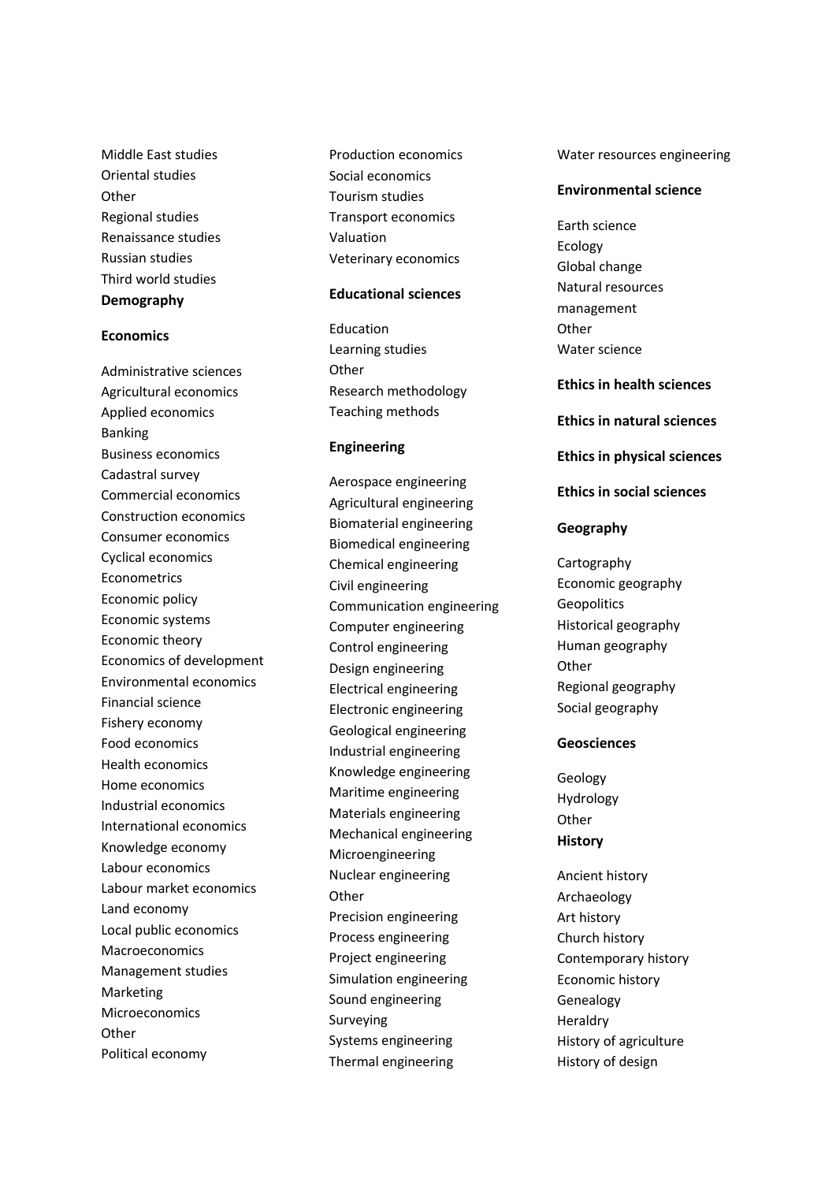Middle East studies
Oriental studies
Other
Regional studies
Renaissance studies
Russian studies
Third world studies

**Demography**

**Economics**

Administrative sciences
Agricultural economics
Applied economics
Banking
Business economics
Cadastral survey
Commercial economics
Construction economics
Consumer economics
Cyclical economics
Econometrics
Economic policy
Economic systems
Economic theory
Economics of development
Environmental economics
Financial science
Fishery economy
Food economics
Health economics
Home economics
Industrial economics
International economics
Knowledge economy
Labour economics
Labour market economics
Land economy
Local public economics
Macroeconomics
Management studies
Marketing
Microeconomics
Other
Political economy
Production economics
Social economics
Tourism studies
Transport economics
Valuation
Veterinary economics

**Educational sciences**

Education
Learning studies
Other
Research methodology
Teaching methods

**Engineering**

Aerospace engineering
Agricultural engineering
Biomaterial engineering
Biomedical engineering
Chemical engineering
Civil engineering
Communication engineering
Computer engineering
Control engineering
Design engineering
Electrical engineering
Electronic engineering
Geological engineering
Industrial engineering
Knowledge engineering
Maritime engineering
Materials engineering
Mechanical engineering
Microengineering
Nuclear engineering
Other
Precision engineering
Process engineering
Project engineering
Simulation engineering
Sound engineering
Surveying
Systems engineering
Thermal engineering
Water resources engineering

**Environmental science**

Earth science
Ecology
Global change
Natural resources management
Other
Water science

**Ethics in health sciences**

**Ethics in natural sciences**

**Ethics in physical sciences**

**Ethics in social sciences**

**Geography**

Cartography
Economic geography
Geopolitics
Historical geography
Human geography
Other
Regional geography
Social geography

**Geosciences**

Geology
Hydrology
Other

**History**

Ancient history
Archaeology
Art history
Church history
Contemporary history
Economic history
Genealogy
Heraldry
History of agriculture
History of design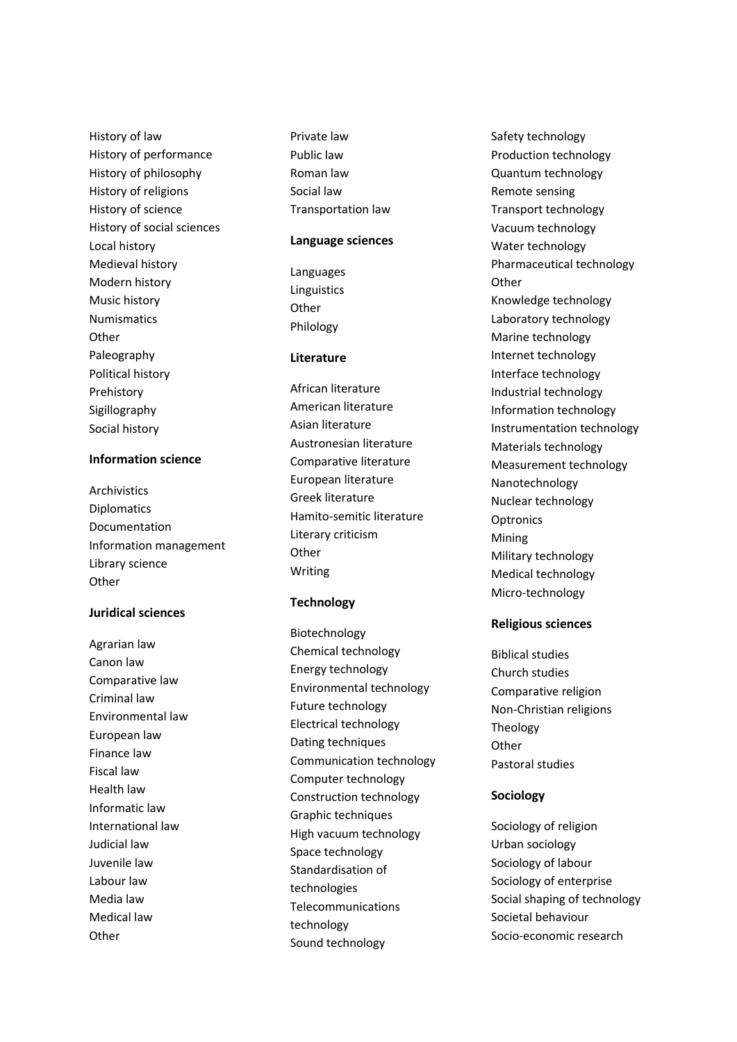History of law
History of performance
History of philosophy
History of religions
History of science
History of social sciences
Local history
Medieval history
Modern history
Music history
Numismatics
Other
Paleography
Political history
Prehistory
Sigillography
Social history

**Information science**

Archivistics
Diplomatics
Documentation
Information management
Library science
Other

**Juridical sciences**

Agrarian law
Canon law
Comparative law
Criminal law
Environmental law
European law
Finance law
Fiscal law
Health law
Informatic law
International law
Judicial law
Juvenile law
Labour law
Media law
Medical law
Other
Private law
Public law
Roman law
Social law
Transportation law

**Language sciences**

Languages
Linguistics
Other
Philology

**Literature**

African literature
American literature
Asian literature
Austronesian literature
Comparative literature
European literature
Greek literature
Hamito-semitic literature
Literary criticism
Other
Writing

**Technology**

Biotechnology
Chemical technology
Energy technology
Environmental technology
Future technology
Electrical technology
Dating techniques
Communication technology
Computer technology
Construction technology
Graphic techniques
High vacuum technology
Space technology
Standardisation of technologies
Telecommunications technology
Sound technology
Safety technology
Production technology
Quantum technology
Remote sensing
Transport technology
Vacuum technology
Water technology
Pharmaceutical technology
Other
Knowledge technology
Laboratory technology
Marine technology
Internet technology
Interface technology
Industrial technology
Information technology
Instrumentation technology
Materials technology
Measurement technology
Nanotechnology
Nuclear technology
Optronics
Mining
Military technology
Medical technology
Micro-technology

**Religious sciences**

Biblical studies
Church studies
Comparative religion
Non-Christian religions
Theology
Other
Pastoral studies

**Sociology**

Sociology of religion
Urban sociology
Sociology of labour
Sociology of enterprise
Social shaping of technology
Societal behaviour
Socio-economic research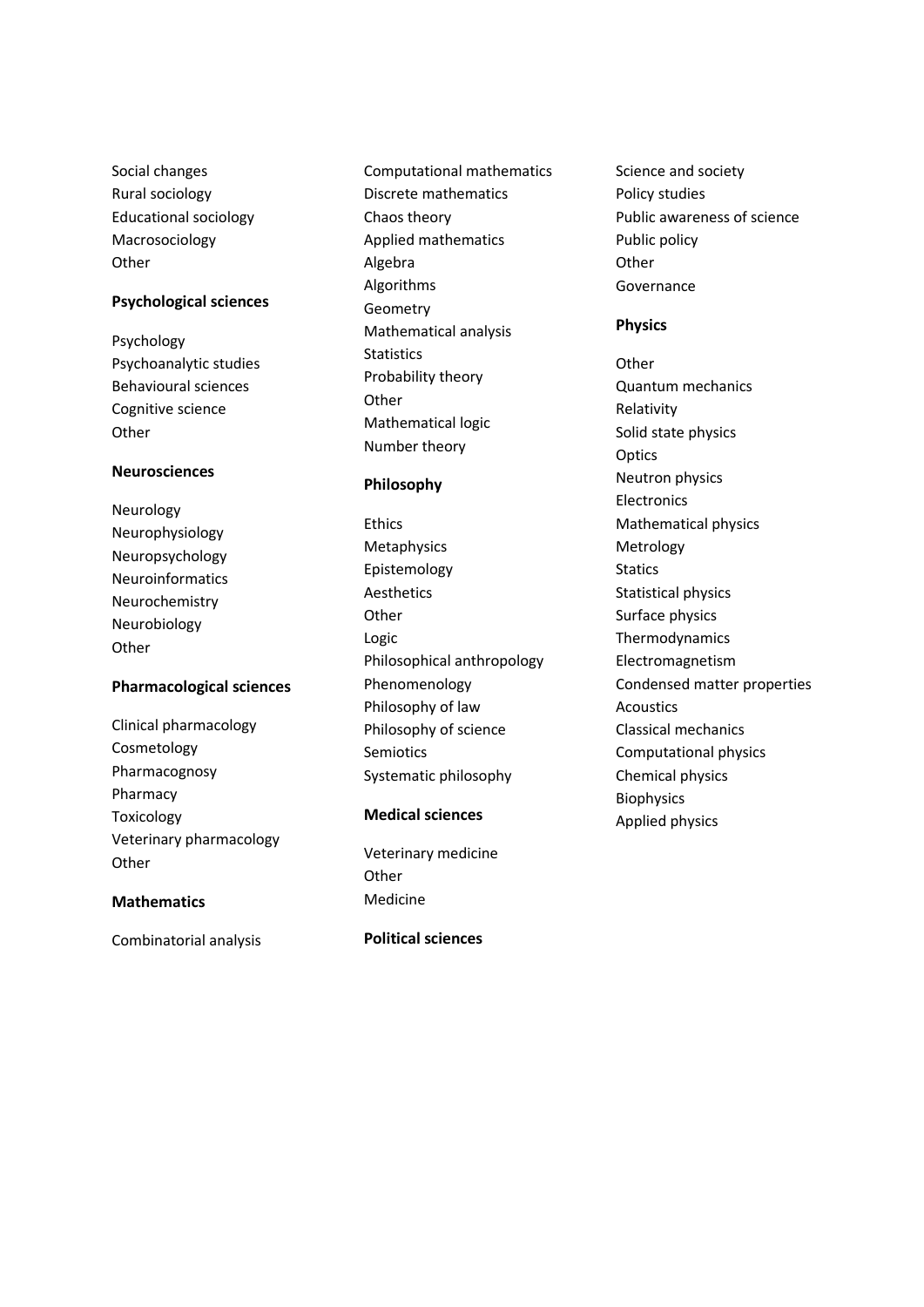Social changes
Rural sociology
Educational sociology
Macrosociology
Other

**Psychological sciences**

Psychology
Psychoanalytic studies
Behavioural sciences
Cognitive science
Other

**Neurosciences**

Neurology
Neurophysiology
Neuropsychology
Neuroinformatics
Neurochemistry
Neurobiology
Other

**Pharmacological sciences**

Clinical pharmacology
Cosmetology
Pharmacognosy
Pharmacy
Toxicology
Veterinary pharmacology
Other

**Mathematics**

Combinatorial analysis
Computational mathematics
Discrete mathematics
Chaos theory
Applied mathematics
Algebra
Algorithms
Geometry
Mathematical analysis
Statistics
Probability theory
Other
Mathematical logic
Number theory

**Philosophy**

Ethics
Metaphysics
Epistemology
Aesthetics
Other
Logic
Philosophical anthropology
Phenomenology
Philosophy of law
Philosophy of science
Semiotics
Systematic philosophy

**Medical sciences**

Veterinary medicine
Other
Medicine

**Political sciences**

Science and society
Policy studies
Public awareness of science
Public policy
Other
Governance

**Physics**

Other
Quantum mechanics
Relativity
Solid state physics
Optics
Neutron physics
Electronics
Mathematical physics
Metrology
Statics
Statistical physics
Surface physics
Thermodynamics
Electromagnetism
Condensed matter properties
Acoustics
Classical mechanics
Computational physics
Chemical physics
Biophysics
Applied physics